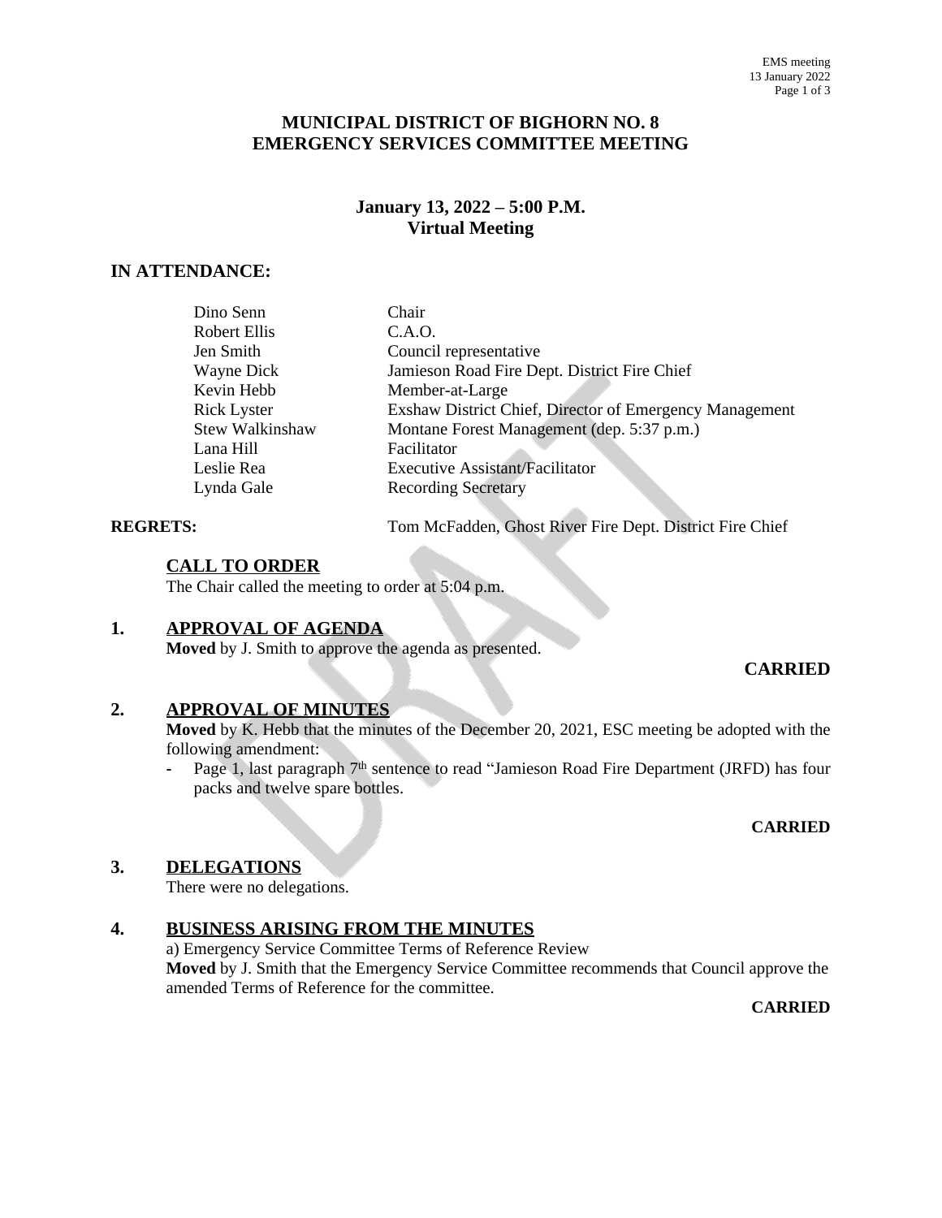# MUNICIPAL DISTRICT OF BIGHORN NO. 8
# EMERGENCY SERVICES COMMITTEE MEETING

### January 13, 2022 – 5:00 P.M.
### Virtual Meeting

## IN ATTENDANCE:

| | |
|---|---|
| Dino Senn | Chair |
| Robert Ellis | C.A.O. |
| Jen Smith | Council representative |
| Wayne Dick | Jamieson Road Fire Dept. District Fire Chief |
| Kevin Hebb | Member-at-Large |
| Rick Lyster | Exshaw District Chief, Director of Emergency Management |
| Stew Walkinshaw | Montane Forest Management (dep. 5:37 p.m.) |
| Lana Hill | Facilitator |
| Leslie Rea | Executive Assistant/Facilitator |
| Lynda Gale | Recording Secretary |

**REGRETS:** Tom McFadden, Ghost River Fire Dept. District Fire Chief

## CALL TO ORDER

The Chair called the meeting to order at 5:04 p.m.

## 1. APPROVAL OF AGENDA

**Moved** by J. Smith to approve the agenda as presented.

**CARRIED**

## 2. APPROVAL OF MINUTES

**Moved** by K. Hebb that the minutes of the December 20, 2021, ESC meeting be adopted with the following amendment:

- Page 1, last paragraph 7th sentence to read "Jamieson Road Fire Department (JRFD) has four packs and twelve spare bottles.

**CARRIED**

## 3. DELEGATIONS

There were no delegations.

## 4. BUSINESS ARISING FROM THE MINUTES

a) Emergency Service Committee Terms of Reference Review

**Moved** by J. Smith that the Emergency Service Committee recommends that Council approve the amended Terms of Reference for the committee.

**CARRIED**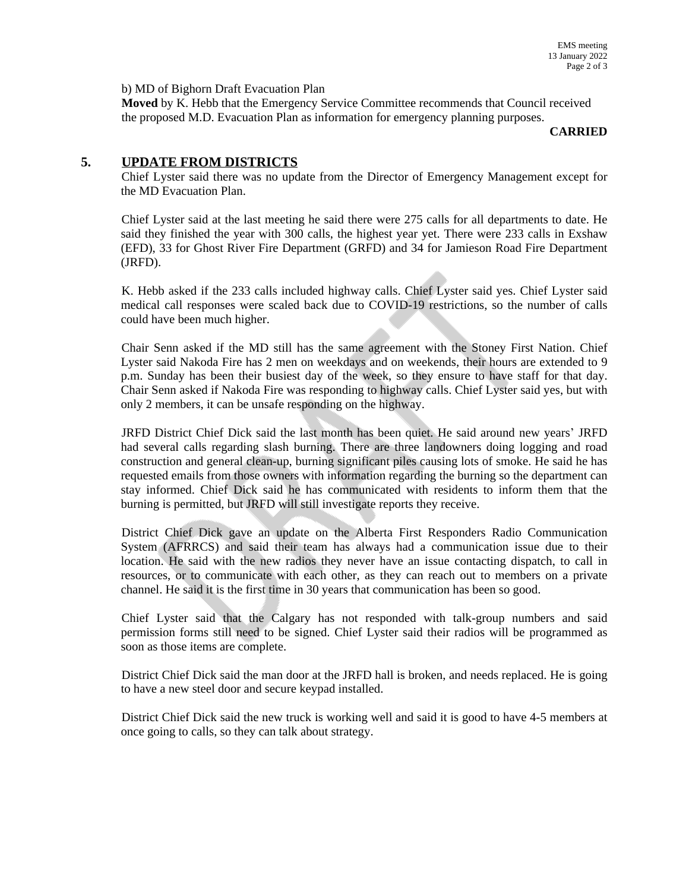b) MD of Bighorn Draft Evacuation Plan

**Moved** by K. Hebb that the Emergency Service Committee recommends that Council received the proposed M.D. Evacuation Plan as information for emergency planning purposes.

**CARRIED**

## 5. UPDATE FROM DISTRICTS

Chief Lyster said there was no update from the Director of Emergency Management except for the MD Evacuation Plan.

Chief Lyster said at the last meeting he said there were 275 calls for all departments to date. He said they finished the year with 300 calls, the highest year yet. There were 233 calls in Exshaw (EFD), 33 for Ghost River Fire Department (GRFD) and 34 for Jamieson Road Fire Department (JRFD).

K. Hebb asked if the 233 calls included highway calls. Chief Lyster said yes. Chief Lyster said medical call responses were scaled back due to COVID-19 restrictions, so the number of calls could have been much higher.

Chair Senn asked if the MD still has the same agreement with the Stoney First Nation. Chief Lyster said Nakoda Fire has 2 men on weekdays and on weekends, their hours are extended to 9 p.m. Sunday has been their busiest day of the week, so they ensure to have staff for that day. Chair Senn asked if Nakoda Fire was responding to highway calls. Chief Lyster said yes, but with only 2 members, it can be unsafe responding on the highway.

JRFD District Chief Dick said the last month has been quiet. He said around new years' JRFD had several calls regarding slash burning. There are three landowners doing logging and road construction and general clean-up, burning significant piles causing lots of smoke. He said he has requested emails from those owners with information regarding the burning so the department can stay informed. Chief Dick said he has communicated with residents to inform them that the burning is permitted, but JRFD will still investigate reports they receive.

District Chief Dick gave an update on the Alberta First Responders Radio Communication System (AFRRCS) and said their team has always had a communication issue due to their location. He said with the new radios they never have an issue contacting dispatch, to call in resources, or to communicate with each other, as they can reach out to members on a private channel. He said it is the first time in 30 years that communication has been so good.

Chief Lyster said that the Calgary has not responded with talk-group numbers and said permission forms still need to be signed. Chief Lyster said their radios will be programmed as soon as those items are complete.

District Chief Dick said the man door at the JRFD hall is broken, and needs replaced. He is going to have a new steel door and secure keypad installed.

District Chief Dick said the new truck is working well and said it is good to have 4-5 members at once going to calls, so they can talk about strategy.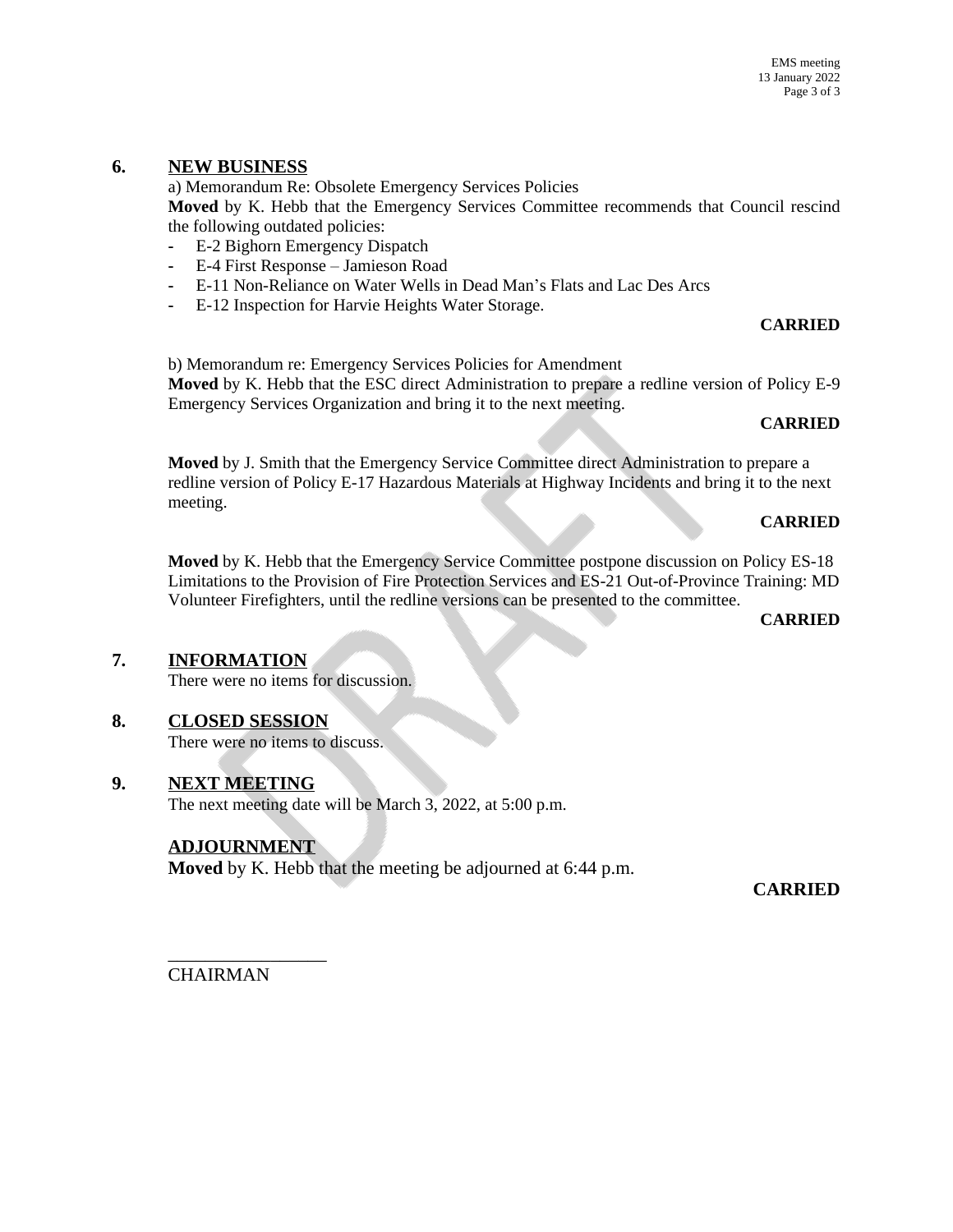## 6. NEW BUSINESS

a) Memorandum Re: Obsolete Emergency Services Policies

**Moved** by K. Hebb that the Emergency Services Committee recommends that Council rescind the following outdated policies:

- E-2 Bighorn Emergency Dispatch
- E-4 First Response – Jamieson Road
- E-11 Non-Reliance on Water Wells in Dead Man's Flats and Lac Des Arcs
- E-12 Inspection for Harvie Heights Water Storage.

**CARRIED**

b) Memorandum re: Emergency Services Policies for Amendment

**Moved** by K. Hebb that the ESC direct Administration to prepare a redline version of Policy E-9 Emergency Services Organization and bring it to the next meeting.

**CARRIED**

**Moved** by J. Smith that the Emergency Service Committee direct Administration to prepare a redline version of Policy E-17 Hazardous Materials at Highway Incidents and bring it to the next meeting.

**CARRIED**

**Moved** by K. Hebb that the Emergency Service Committee postpone discussion on Policy ES-18 Limitations to the Provision of Fire Protection Services and ES-21 Out-of-Province Training: MD Volunteer Firefighters, until the redline versions can be presented to the committee.

**CARRIED**

## 7. INFORMATION

There were no items for discussion.

## 8. CLOSED SESSION

There were no items to discuss.

## 9. NEXT MEETING

The next meeting date will be March 3, 2022, at 5:00 p.m.

## ADJOURNMENT

**Moved** by K. Hebb that the meeting be adjourned at 6:44 p.m.

**CARRIED**

_________________
CHAIRMAN